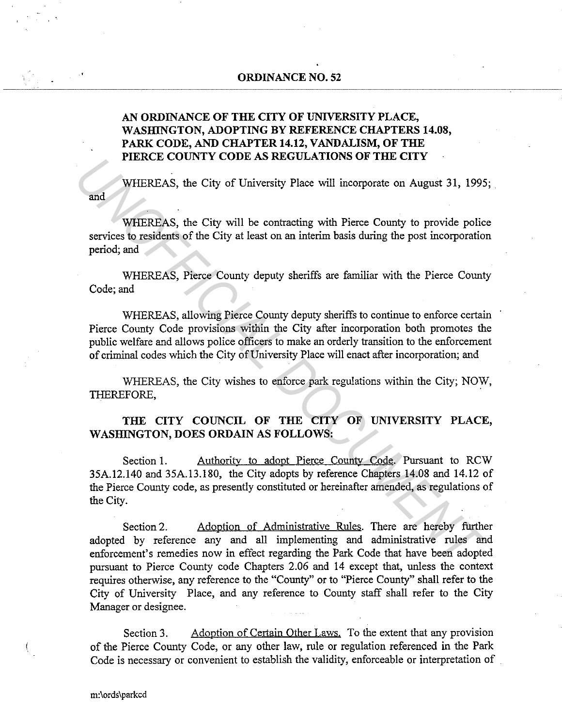# ORDINANCE NO. 52

## AN ORDINANCE OF THE CITY OF UNIVERSITY PLACE, WASHINGTON, ADOPTING BY REFERENCE CHAPTERS 14.08, PARK CODE, AND CHAPTER 14.12, VANDALISM, OF THE PIERCE COUNTY CODE AS REGULATIONS OF THE CITY

WHEREAS, the City of University Place will incorporate on August 31, 1995; and

WHEREAS, the City will be contracting with Pierce County to provide police services to residents of the City at least on an interim basis during the post incorporation period; and

WHEREAS, Pierce County deputy sheriffs are familiar with the Pierce County Code; and

WHEREAS, allowing Pierce County deputy sheriffs to continue to enforce certain Pierce County Code provisions within the City after incorporation both promotes the public welfare and allows police officers to make an orderly transition to the enforcement of criminal codes which the City of University Place will enact after incorporation; and

WHEREAS, the City wishes to enforce park regulations within the City; NOW, THEREFORE,

**THE CITY COUNCIL OF THE CITY OF UNIVERSITY PLACE, WASHINGTON, DOES ORDAIN AS FOLLOWS:**

Section 1. Authority to adopt Pierce County Code. Pursuant to RCW 35A.12.140 and 35A.13.180, the City adopts by reference Chapters 14.08 and 14.12 of the Pierce County code, as presently constituted or hereinafter amended, as regulations of the City.

Section 2. Adoption of Administrative Rules. There are hereby further adopted by reference any and all implementing and administrative rules and enforcement's remedies now in effect regarding the Park Code that have been adopted pursuant to Pierce County code Chapters 2.06 and 14 except that, unless the context requires otherwise, any reference to the "County" or to "Pierce County" shall refer to the City of University Place, and any reference to County staff shall refer to the City Manager or designee.

Section 3. Adoption of Certain Other Laws. To the extent that any provision of the Pierce County Code, or any other law, rule or regulation referenced in the Park Code is necessary or convenient to establish the validity, enforceable or interpretation of

m:\ords\parkcd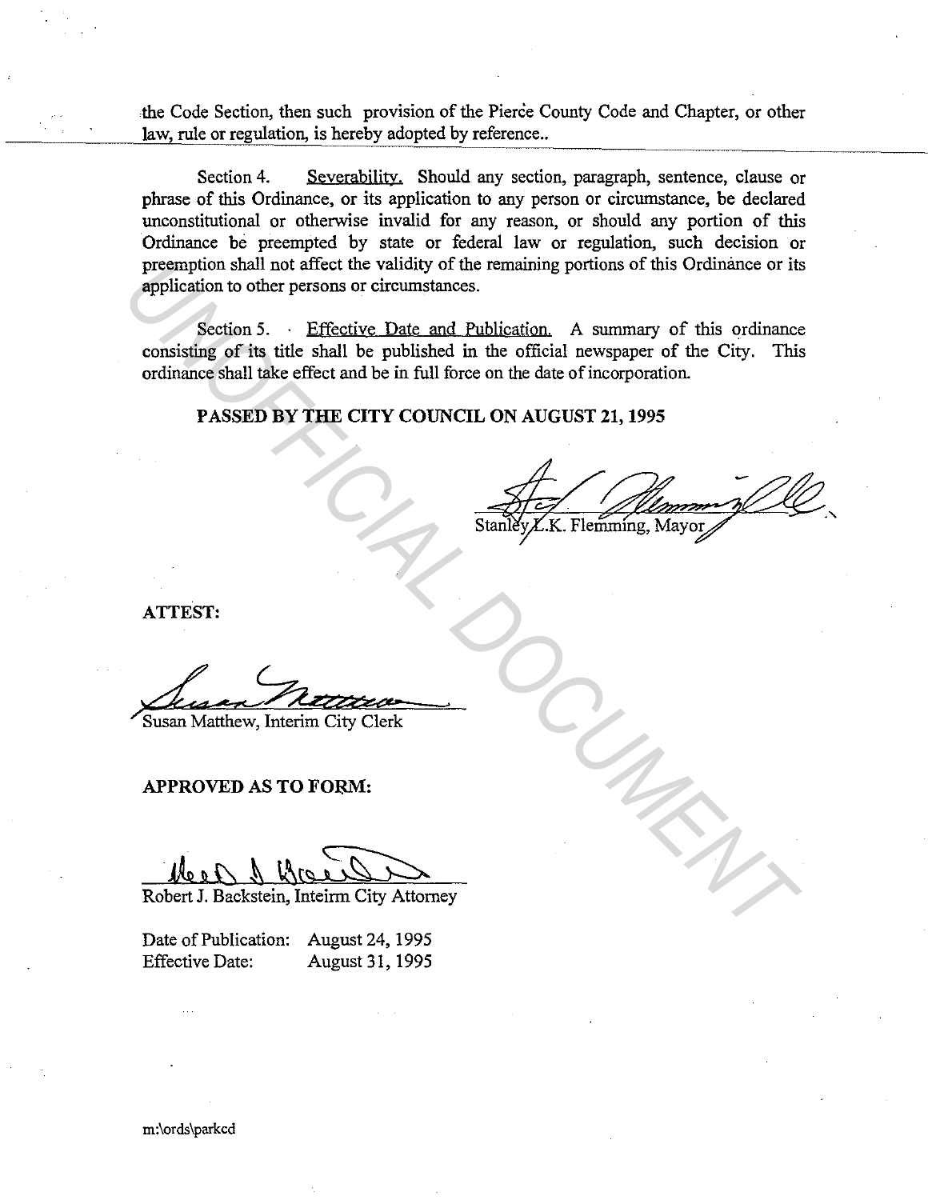the Code Section, then such provision of the Pierce County Code and Chapter, or other law, rule or regulation, is hereby adopted by reference..

Section 4. Severability. Should any section, paragraph, sentence, clause or phrase of this Ordinance, or its application to any person or circumstance, be declared unconstitutional or otherwise invalid for any reason, or should any portion of this Ordinance be preempted by state or federal law or regulation, such decision or preemption shall not affect the validity of the remaining portions of this Ordinance or its application to other persons or circumstances.

Section 5. Effective Date and Publication. A summary of this ordinance consisting of its title shall be published in the official newspaper of the City. This ordinance shall take effect and be in full force on the date of incorporation.

**PASSED BY THE CITY COUNCIL ON AUGUST 21, 1995**

Stanley L.K. Flemming, Mayor

**ATTEST:**

Susan Matthew, Interim City Clerk

**APPROVED AS TO FORM:**

Robert J. Backstein, Inteirm City Attorney

Date of Publication: August 24, 1995
Effective Date: August 31, 1995

m:\ords\parkcd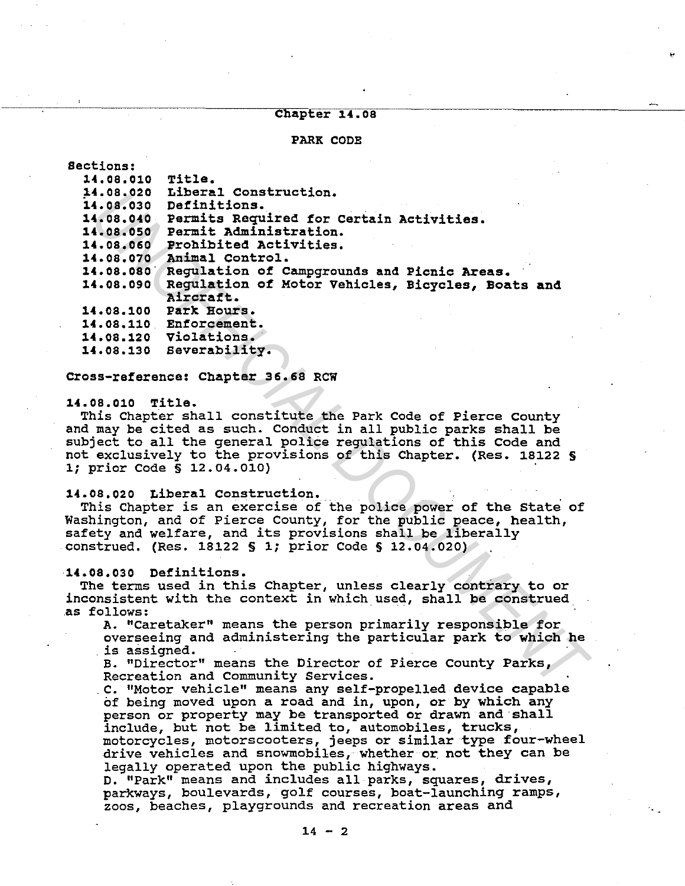# Chapter 14.08

## PARK CODE

Sections:

- 14.08.010 Title.
- 14.08.020 Liberal Construction.
- 14.08.030 Definitions.
- 14.08.040 Permits Required for Certain Activities.
- 14.08.050 Permit Administration.
- 14.08.060 Prohibited Activities.
- 14.08.070 Animal Control.
- 14.08.080 Regulation of Campgrounds and Picnic Areas.
- 14.08.090 Regulation of Motor Vehicles, Bicycles, Boats and Aircraft.
- 14.08.100 Park Hours.
- 14.08.110 Enforcement.
- 14.08.120 Violations.
- 14.08.130 Severability.

Cross-reference: Chapter 36.68 RCW

### 14.08.010 Title.

This Chapter shall constitute the Park Code of Pierce County and may be cited as such. Conduct in all public parks shall be subject to all the general police regulations of this Code and not exclusively to the provisions of this Chapter. (Res. 18122 § 1; prior Code § 12.04.010)

### 14.08.020 Liberal Construction.

This Chapter is an exercise of the police power of the State of Washington, and of Pierce County, for the public peace, health, safety and welfare, and its provisions shall be liberally construed. (Res. 18122 § 1; prior Code § 12.04.020)

### 14.08.030 Definitions.

The terms used in this Chapter, unless clearly contrary to or inconsistent with the context in which used, shall be construed as follows:

A. "Caretaker" means the person primarily responsible for overseeing and administering the particular park to which he is assigned.

B. "Director" means the Director of Pierce County Parks, Recreation and Community Services.

C. "Motor vehicle" means any self-propelled device capable of being moved upon a road and in, upon, or by which any person or property may be transported or drawn and shall include, but not be limited to, automobiles, trucks, motorcycles, motorscooters, jeeps or similar type four-wheel drive vehicles and snowmobiles, whether or not they can be legally operated upon the public highways.

D. "Park" means and includes all parks, squares, drives, parkways, boulevards, golf courses, boat-launching ramps, zoos, beaches, playgrounds and recreation areas and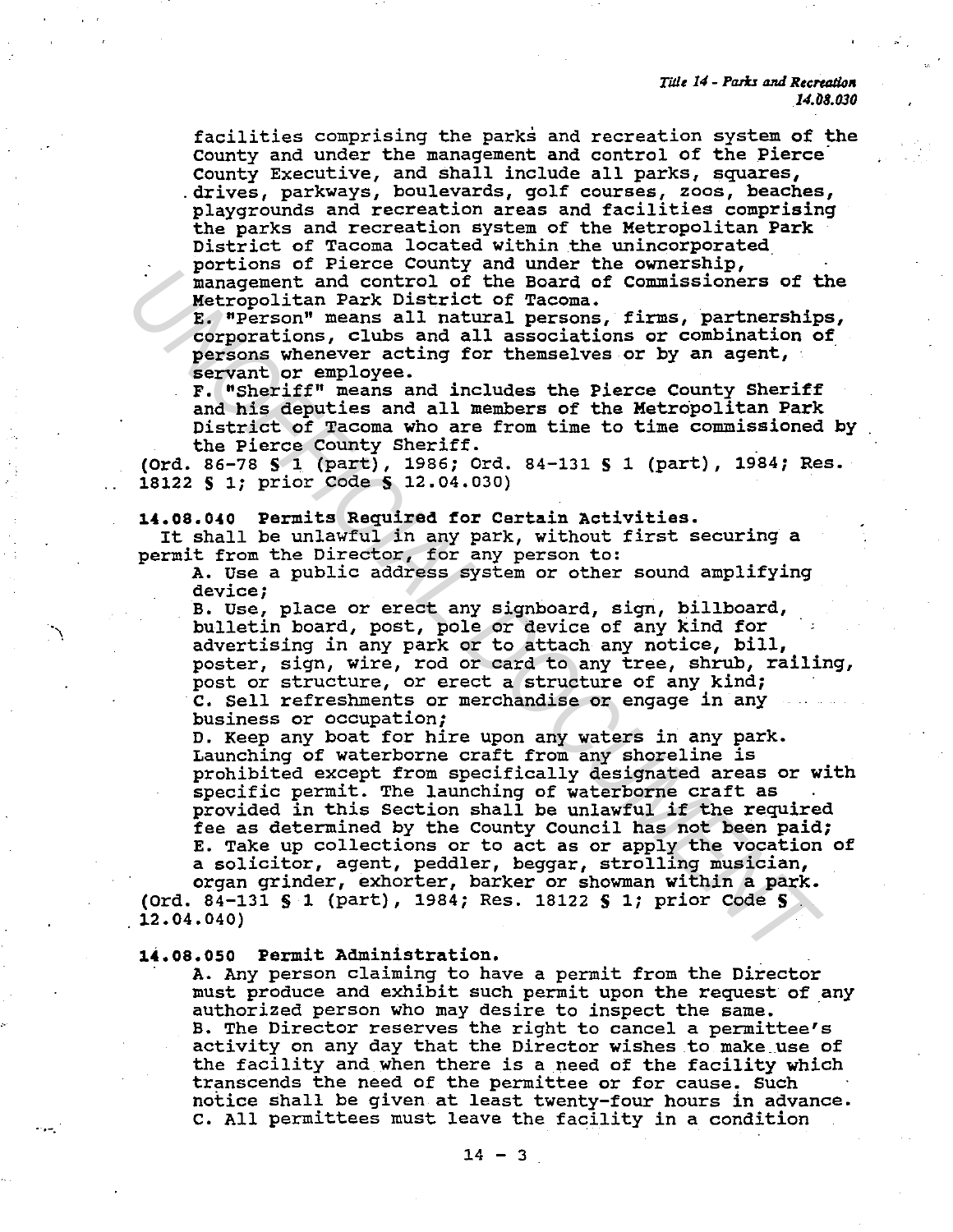facilities comprising the parks and recreation system of the County and under the management and control of the Pierce County Executive, and shall include all parks, squares, drives, parkways, boulevards, golf courses, zoos, beaches, playgrounds and recreation areas and facilities comprising the parks and recreation system of the Metropolitan Park District of Tacoma located within the unincorporated portions of Pierce County and under the ownership, management and control of the Board of Commissioners of the Metropolitan Park District of Tacoma.

E. "Person" means all natural persons, firms, partnerships, corporations, clubs and all associations or combination of persons whenever acting for themselves or by an agent, servant or employee.

F. "Sheriff" means and includes the Pierce County Sheriff and his deputies and all members of the Metropolitan Park District of Tacoma who are from time to time commissioned by the Pierce County Sheriff.

(Ord. 86-78 § 1 (part), 1986; Ord. 84-131 § 1 (part), 1984; Res. 18122 § 1; prior Code § 12.04.030)

**14.08.040 Permits Required for Certain Activities.**

It shall be unlawful in any park, without first securing a permit from the Director, for any person to:

A. Use a public address system or other sound amplifying device;

B. Use, place or erect any signboard, sign, billboard, bulletin board, post, pole or device of any kind for advertising in any park or to attach any notice, bill, poster, sign, wire, rod or card to any tree, shrub, railing, post or structure, or erect a structure of any kind;

C. Sell refreshments or merchandise or engage in any business or occupation;

D. Keep any boat for hire upon any waters in any park. Launching of waterborne craft from any shoreline is prohibited except from specifically designated areas or with specific permit. The launching of waterborne craft as provided in this Section shall be unlawful if the required fee as determined by the County Council has not been paid;

E. Take up collections or to act as or apply the vocation of a solicitor, agent, peddler, beggar, strolling musician, organ grinder, exhorter, barker or showman within a park.

(Ord. 84-131 § 1 (part), 1984; Res. 18122 § 1; prior Code § 12.04.040)

**14.08.050 Permit Administration.**

A. Any person claiming to have a permit from the Director must produce and exhibit such permit upon the request of any authorized person who may desire to inspect the same.

B. The Director reserves the right to cancel a permittee's activity on any day that the Director wishes to make use of the facility and when there is a need of the facility which transcends the need of the permittee or for cause. Such notice shall be given at least twenty-four hours in advance.

C. All permittees must leave the facility in a condition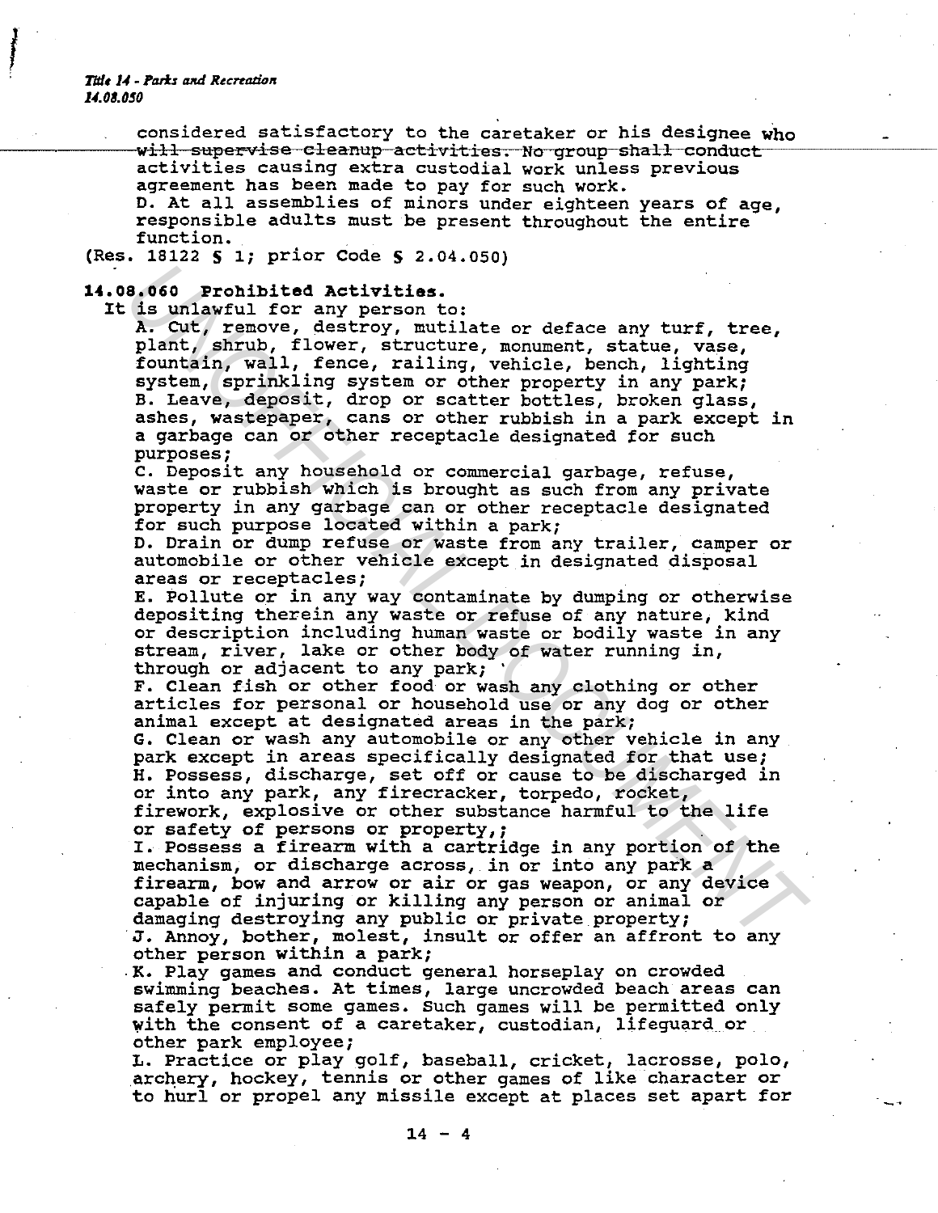considered satisfactory to the caretaker or his designee who will supervise cleanup activities. No group shall conduct activities causing extra custodial work unless previous agreement has been made to pay for such work.

D. At all assemblies of minors under eighteen years of age, responsible adults must be present throughout the entire function.

(Res. 18122 § 1; prior Code § 2.04.050)

**14.08.060 Prohibited Activities.**

It is unlawful for any person to:

A. Cut, remove, destroy, mutilate or deface any turf, tree, plant, shrub, flower, structure, monument, statue, vase, fountain, wall, fence, railing, vehicle, bench, lighting system, sprinkling system or other property in any park;

B. Leave, deposit, drop or scatter bottles, broken glass, ashes, wastepaper, cans or other rubbish in a park except in a garbage can or other receptacle designated for such purposes;

C. Deposit any household or commercial garbage, refuse, waste or rubbish which is brought as such from any private property in any garbage can or other receptacle designated for such purpose located within a park;

D. Drain or dump refuse or waste from any trailer, camper or automobile or other vehicle except in designated disposal areas or receptacles;

E. Pollute or in any way contaminate by dumping or otherwise depositing therein any waste or refuse of any nature, kind or description including human waste or bodily waste in any stream, river, lake or other body of water running in, through or adjacent to any park;

F. Clean fish or other food or wash any clothing or other articles for personal or household use or any dog or other animal except at designated areas in the park;

G. Clean or wash any automobile or any other vehicle in any park except in areas specifically designated for that use;

H. Possess, discharge, set off or cause to be discharged in or into any park, any firecracker, torpedo, rocket, firework, explosive or other substance harmful to the life or safety of persons or property,;

I. Possess a firearm with a cartridge in any portion of the mechanism, or discharge across, in or into any park a firearm, bow and arrow or air or gas weapon, or any device capable of injuring or killing any person or animal or damaging destroying any public or private property;

J. Annoy, bother, molest, insult or offer an affront to any other person within a park;

K. Play games and conduct general horseplay on crowded swimming beaches. At times, large uncrowded beach areas can safely permit some games. Such games will be permitted only with the consent of a caretaker, custodian, lifeguard or other park employee;

L. Practice or play golf, baseball, cricket, lacrosse, polo, archery, hockey, tennis or other games of like character or to hurl or propel any missile except at places set apart for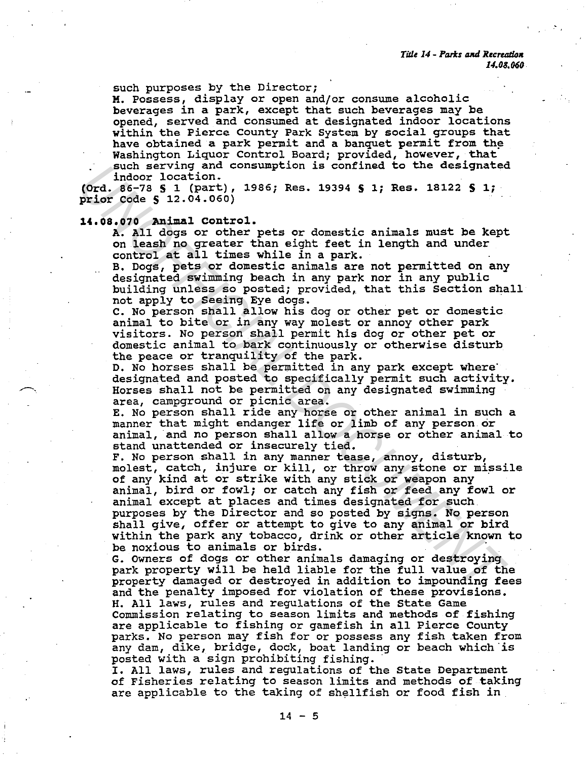such purposes by the Director;

M. Possess, display or open and/or consume alcoholic beverages in a park, except that such beverages may be opened, served and consumed at designated indoor locations within the Pierce County Park System by social groups that have obtained a park permit and a banquet permit from the Washington Liquor Control Board; provided, however, that such serving and consumption is confined to the designated indoor location.

(Ord. 86-78 § 1 (part), 1986; Res. 19394 § 1; Res. 18122 § 1; prior Code § 12.04.060)

**14.08.070 Animal Control.**

A. All dogs or other pets or domestic animals must be kept on leash no greater than eight feet in length and under control at all times while in a park.

B. Dogs, pets or domestic animals are not permitted on any designated swimming beach in any park nor in any public building unless so posted; provided, that this Section shall not apply to Seeing Eye dogs.

C. No person shall allow his dog or other pet or domestic animal to bite or in any way molest or annoy other park visitors. No person shall permit his dog or other pet or domestic animal to bark continuously or otherwise disturb the peace or tranquility of the park.

D. No horses shall be permitted in any park except where designated and posted to specifically permit such activity. Horses shall not be permitted on any designated swimming area, campground or picnic area.

E. No person shall ride any horse or other animal in such a manner that might endanger life or limb of any person or animal, and no person shall allow a horse or other animal to stand unattended or insecurely tied.

F. No person shall in any manner tease, annoy, disturb, molest, catch, injure or kill, or throw any stone or missile of any kind at or strike with any stick or weapon any animal, bird or fowl; or catch any fish or feed any fowl or animal except at places and times designated for such purposes by the Director and so posted by signs. No person shall give, offer or attempt to give to any animal or bird within the park any tobacco, drink or other article known to be noxious to animals or birds.

G. Owners of dogs or other animals damaging or destroying park property will be held liable for the full value of the property damaged or destroyed in addition to impounding fees and the penalty imposed for violation of these provisions.

H. All laws, rules and regulations of the State Game Commission relating to season limits and methods of fishing are applicable to fishing or gamefish in all Pierce County parks. No person may fish for or possess any fish taken from any dam, dike, bridge, dock, boat landing or beach which is posted with a sign prohibiting fishing.

I. All laws, rules and regulations of the State Department of Fisheries relating to season limits and methods of taking are applicable to the taking of shellfish or food fish in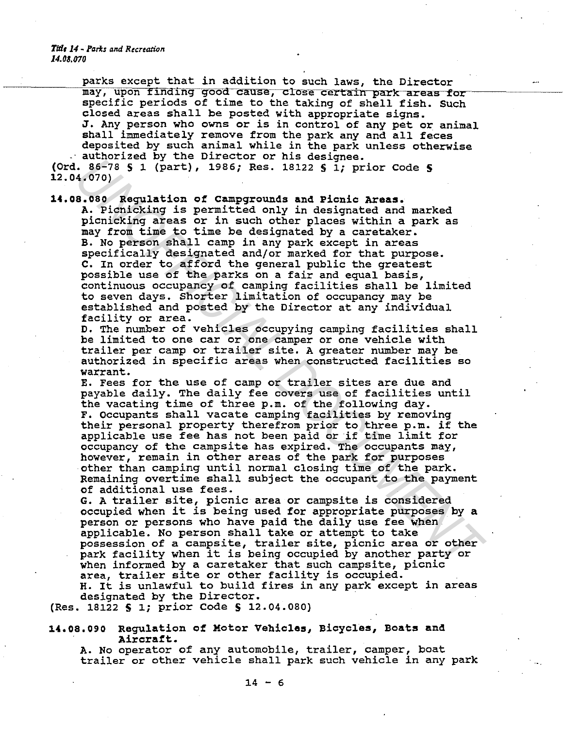parks except that in addition to such laws, the Director may, upon finding good cause, close certain park areas for specific periods of time to the taking of shell fish. Such closed areas shall be posted with appropriate signs.

J. Any person who owns or is in control of any pet or animal shall immediately remove from the park any and all feces deposited by such animal while in the park unless otherwise authorized by the Director or his designee.

(Ord. 86-78 § 1 (part), 1986; Res. 18122 § 1; prior Code § 12.04.070)

**14.08.080 Regulation of Campgrounds and Picnic Areas.**

A. Picnicking is permitted only in designated and marked picnicking areas or in such other places within a park as may from time to time be designated by a caretaker.

B. No person shall camp in any park except in areas specifically designated and/or marked for that purpose.

C. In order to afford the general public the greatest possible use of the parks on a fair and equal basis, continuous occupancy of camping facilities shall be limited to seven days. Shorter limitation of occupancy may be established and posted by the Director at any individual facility or area.

D. The number of vehicles occupying camping facilities shall be limited to one car or one camper or one vehicle with trailer per camp or trailer site. A greater number may be authorized in specific areas when constructed facilities so warrant.

E. Fees for the use of camp or trailer sites are due and payable daily. The daily fee covers use of facilities until the vacating time of three p.m. of the following day.

F. Occupants shall vacate camping facilities by removing their personal property therefrom prior to three p.m. if the applicable use fee has not been paid or if time limit for occupancy of the campsite has expired. The occupants may, however, remain in other areas of the park for purposes other than camping until normal closing time of the park. Remaining overtime shall subject the occupant to the payment of additional use fees.

G. A trailer site, picnic area or campsite is considered occupied when it is being used for appropriate purposes by a person or persons who have paid the daily use fee when applicable. No person shall take or attempt to take possession of a campsite, trailer site, picnic area or other park facility when it is being occupied by another party or when informed by a caretaker that such campsite, picnic area, trailer site or other facility is occupied.

H. It is unlawful to build fires in any park except in areas designated by the Director.

(Res. 18122 § 1; prior Code § 12.04.080)

**14.08.090 Regulation of Motor Vehicles, Bicycles, Boats and Aircraft.**

A. No operator of any automobile, trailer, camper, boat trailer or other vehicle shall park such vehicle in any park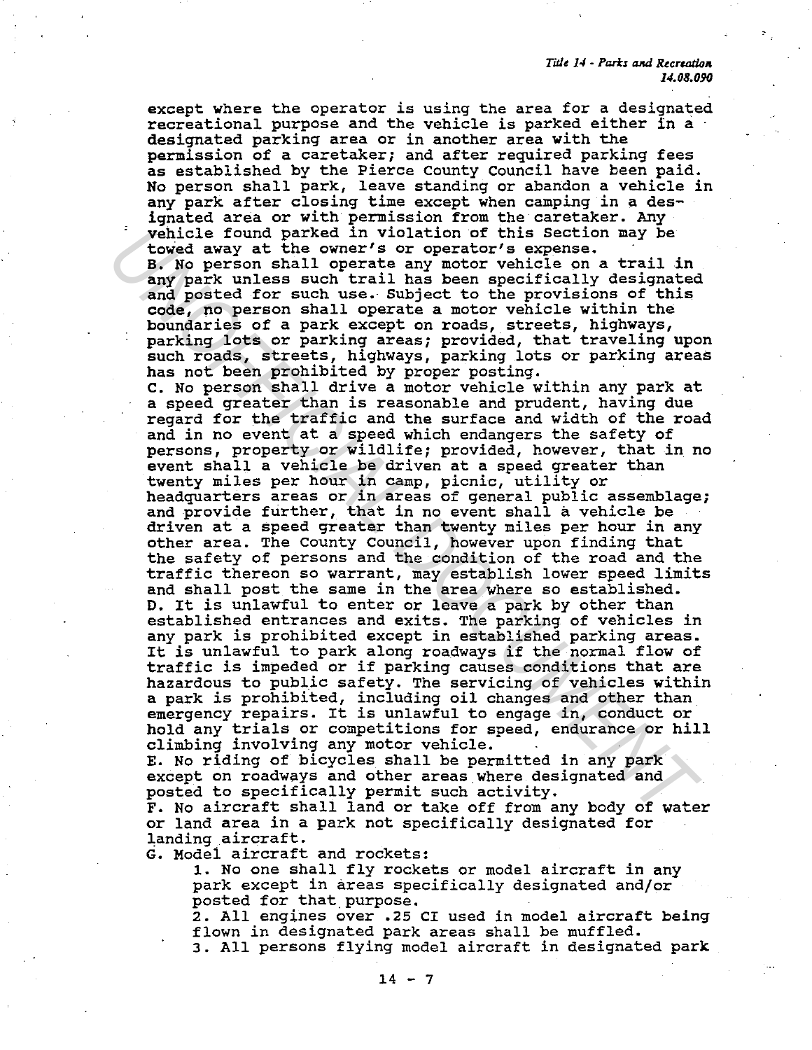except where the operator is using the area for a designated recreational purpose and the vehicle is parked either in a designated parking area or in another area with the permission of a caretaker; and after required parking fees as established by the Pierce County Council have been paid. No person shall park, leave standing or abandon a vehicle in any park after closing time except when camping in a designated area or with permission from the caretaker. Any vehicle found parked in violation of this Section may be towed away at the owner's or operator's expense.

B. No person shall operate any motor vehicle on a trail in any park unless such trail has been specifically designated and posted for such use. Subject to the provisions of this code, no person shall operate a motor vehicle within the boundaries of a park except on roads, streets, highways, parking lots or parking areas; provided, that traveling upon such roads, streets, highways, parking lots or parking areas has not been prohibited by proper posting.

C. No person shall drive a motor vehicle within any park at a speed greater than is reasonable and prudent, having due regard for the traffic and the surface and width of the road and in no event at a speed which endangers the safety of persons, property or wildlife; provided, however, that in no event shall a vehicle be driven at a speed greater than twenty miles per hour in camp, picnic, utility or headquarters areas or in areas of general public assemblage; and provide further, that in no event shall a vehicle be driven at a speed greater than twenty miles per hour in any other area. The County Council, however upon finding that the safety of persons and the condition of the road and the traffic thereon so warrant, may establish lower speed limits and shall post the same in the area where so established.

D. It is unlawful to enter or leave a park by other than established entrances and exits. The parking of vehicles in any park is prohibited except in established parking areas. It is unlawful to park along roadways if the normal flow of traffic is impeded or if parking causes conditions that are hazardous to public safety. The servicing of vehicles within a park is prohibited, including oil changes and other than emergency repairs. It is unlawful to engage in, conduct or hold any trials or competitions for speed, endurance or hill climbing involving any motor vehicle.

E. No riding of bicycles shall be permitted in any park except on roadways and other areas where designated and posted to specifically permit such activity.

F. No aircraft shall land or take off from any body of water or land area in a park not specifically designated for landing aircraft.

G. Model aircraft and rockets:

1. No one shall fly rockets or model aircraft in any park except in areas specifically designated and/or posted for that purpose.
2. All engines over .25 CI used in model aircraft being flown in designated park areas shall be muffled.
3. All persons flying model aircraft in designated park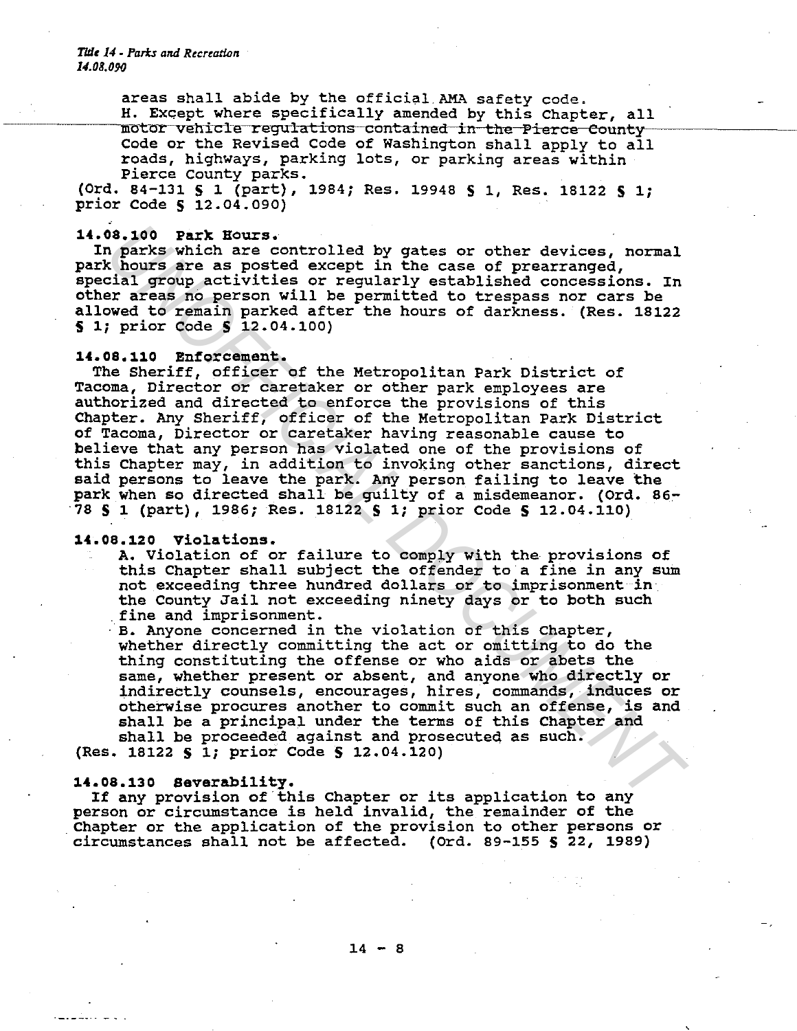areas shall abide by the official AMA safety code.

H. Except where specifically amended by this Chapter, all motor vehicle regulations contained in the Pierce County Code or the Revised Code of Washington shall apply to all roads, highways, parking lots, or parking areas within Pierce County parks.

(Ord. 84-131 § 1 (part), 1984; Res. 19948 § 1, Res. 18122 § 1; prior Code § 12.04.090)

**14.08.100 Park Hours.**

In parks which are controlled by gates or other devices, normal park hours are as posted except in the case of prearranged, special group activities or regularly established concessions. In other areas no person will be permitted to trespass nor cars be allowed to remain parked after the hours of darkness. (Res. 18122 § 1; prior Code § 12.04.100)

**14.08.110 Enforcement.**

The Sheriff, officer of the Metropolitan Park District of Tacoma, Director or caretaker or other park employees are authorized and directed to enforce the provisions of this Chapter. Any Sheriff, officer of the Metropolitan Park District of Tacoma, Director or caretaker having reasonable cause to believe that any person has violated one of the provisions of this Chapter may, in addition to invoking other sanctions, direct said persons to leave the park. Any person failing to leave the park when so directed shall be guilty of a misdemeanor. (Ord. 86-78 § 1 (part), 1986; Res. 18122 § 1; prior Code § 12.04.110)

**14.08.120 Violations.**

A. Violation of or failure to comply with the provisions of this Chapter shall subject the offender to a fine in any sum not exceeding three hundred dollars or to imprisonment in the County Jail not exceeding ninety days or to both such fine and imprisonment.

B. Anyone concerned in the violation of this Chapter, whether directly committing the act or omitting to do the thing constituting the offense or who aids or abets the same, whether present or absent, and anyone who directly or indirectly counsels, encourages, hires, commands, induces or otherwise procures another to commit such an offense, is and shall be a principal under the terms of this Chapter and shall be proceeded against and prosecuted as such.

(Res. 18122 § 1; prior Code § 12.04.120)

**14.08.130 Severability.**

If any provision of this Chapter or its application to any person or circumstance is held invalid, the remainder of the Chapter or the application of the provision to other persons or circumstances shall not be affected. (Ord. 89-155 § 22, 1989)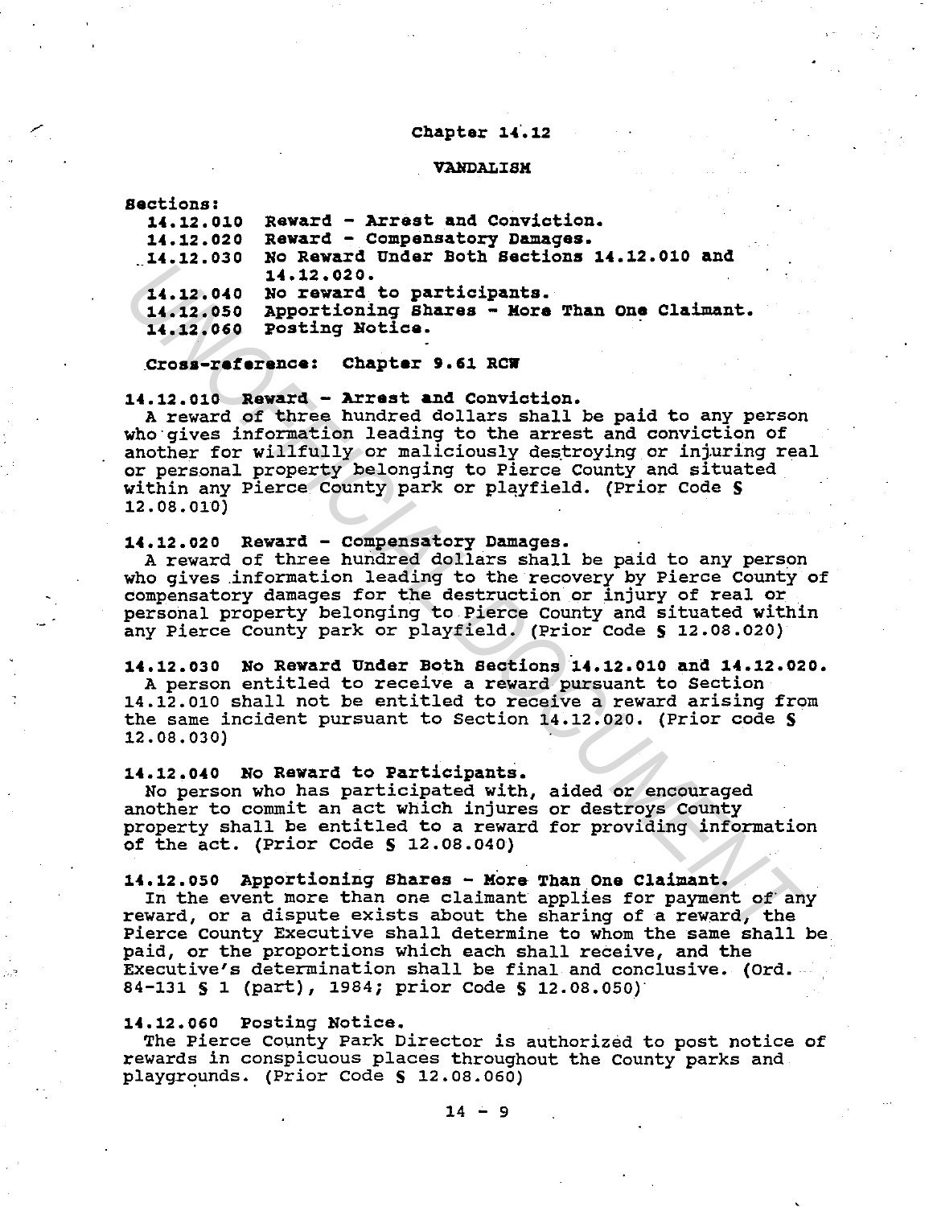# Chapter 14.12

## VANDALISM

**Sections:**

- **14.12.010** Reward - Arrest and Conviction.
- **14.12.020** Reward - Compensatory Damages.
- **14.12.030** No Reward Under Both Sections 14.12.010 and 14.12.020.
- **14.12.040** No reward to participants.
- **14.12.050** Apportioning Shares - More Than One Claimant.
- **14.12.060** Posting Notice.

**Cross-reference:** Chapter 9.61 RCW

### 14.12.010 Reward - Arrest and Conviction.

A reward of three hundred dollars shall be paid to any person who gives information leading to the arrest and conviction of another for willfully or maliciously destroying or injuring real or personal property belonging to Pierce County and situated within any Pierce County park or playfield. (Prior Code § 12.08.010)

### 14.12.020 Reward - Compensatory Damages.

A reward of three hundred dollars shall be paid to any person who gives information leading to the recovery by Pierce County of compensatory damages for the destruction or injury of real or personal property belonging to Pierce County and situated within any Pierce County park or playfield. (Prior Code § 12.08.020)

### 14.12.030 No Reward Under Both Sections 14.12.010 and 14.12.020.

A person entitled to receive a reward pursuant to Section 14.12.010 shall not be entitled to receive a reward arising from the same incident pursuant to Section 14.12.020. (Prior code § 12.08.030)

### 14.12.040 No Reward to Participants.

No person who has participated with, aided or encouraged another to commit an act which injures or destroys County property shall be entitled to a reward for providing information of the act. (Prior Code § 12.08.040)

### 14.12.050 Apportioning Shares - More Than One Claimant.

In the event more than one claimant applies for payment of any reward, or a dispute exists about the sharing of a reward, the Pierce County Executive shall determine to whom the same shall be paid, or the proportions which each shall receive, and the Executive's determination shall be final and conclusive. (Ord. 84-131 § 1 (part), 1984; prior Code § 12.08.050)

### 14.12.060 Posting Notice.

The Pierce County Park Director is authorized to post notice of rewards in conspicuous places throughout the County parks and playgrounds. (Prior Code § 12.08.060)